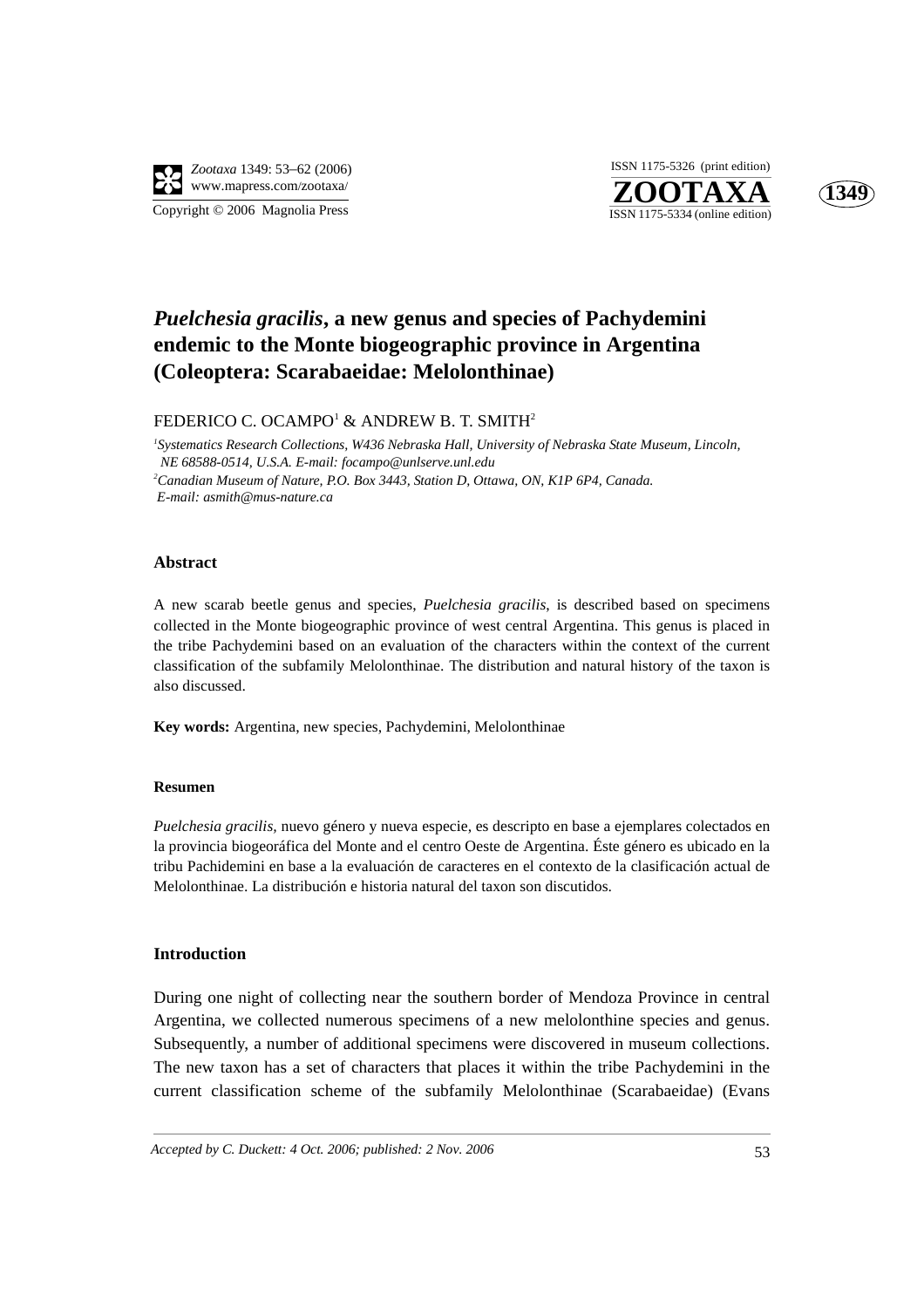# *Puelchesia gracilis*, a new genus and species of Pachydemini endemic to the Monte biogeographic province in Argentina (Coleoptera: Scarabaeidae: Melolonthinae)

FEDERICO C. OCAMPO[1] & ANDREW B. T. SMITH[2]

[1]*Systematics Research Collections, W436 Nebraska Hall, University of Nebraska State Museum, Lincoln, NE 68588-0514, U.S.A. E-mail: focampo@unlserve.unl.edu*

[2]*Canadian Museum of Nature, P.O. Box 3443, Station D, Ottawa, ON, K1P 6P4, Canada. E-mail: asmith@mus-nature.ca*

### Abstract

A new scarab beetle genus and species, *Puelchesia gracilis*, is described based on specimens collected in the Monte biogeographic province of west central Argentina. This genus is placed in the tribe Pachydemini based on an evaluation of the characters within the context of the current classification of the subfamily Melolonthinae. The distribution and natural history of the taxon is also discussed.

**Key words:** Argentina, new species, Pachydemini, Melolonthinae

### Resumen

*Puelchesia gracilis*, nuevo género y nueva especie, es descripto en base a ejemplares colectados en la provincia biogeoráfica del Monte and el centro Oeste de Argentina. Éste género es ubicado en la tribu Pachidemini en base a la evaluación de caracteres en el contexto de la clasificación actual de Melolonthinae. La distribución e historia natural del taxon son discutidos.

## Introduction

During one night of collecting near the southern border of Mendoza Province in central Argentina, we collected numerous specimens of a new melolonthine species and genus. Subsequently, a number of additional specimens were discovered in museum collections. The new taxon has a set of characters that places it within the tribe Pachydemini in the current classification scheme of the subfamily Melolonthinae (Scarabaeidae) (Evans

*Accepted by C. Duckett: 4 Oct. 2006; published: 2 Nov. 2006*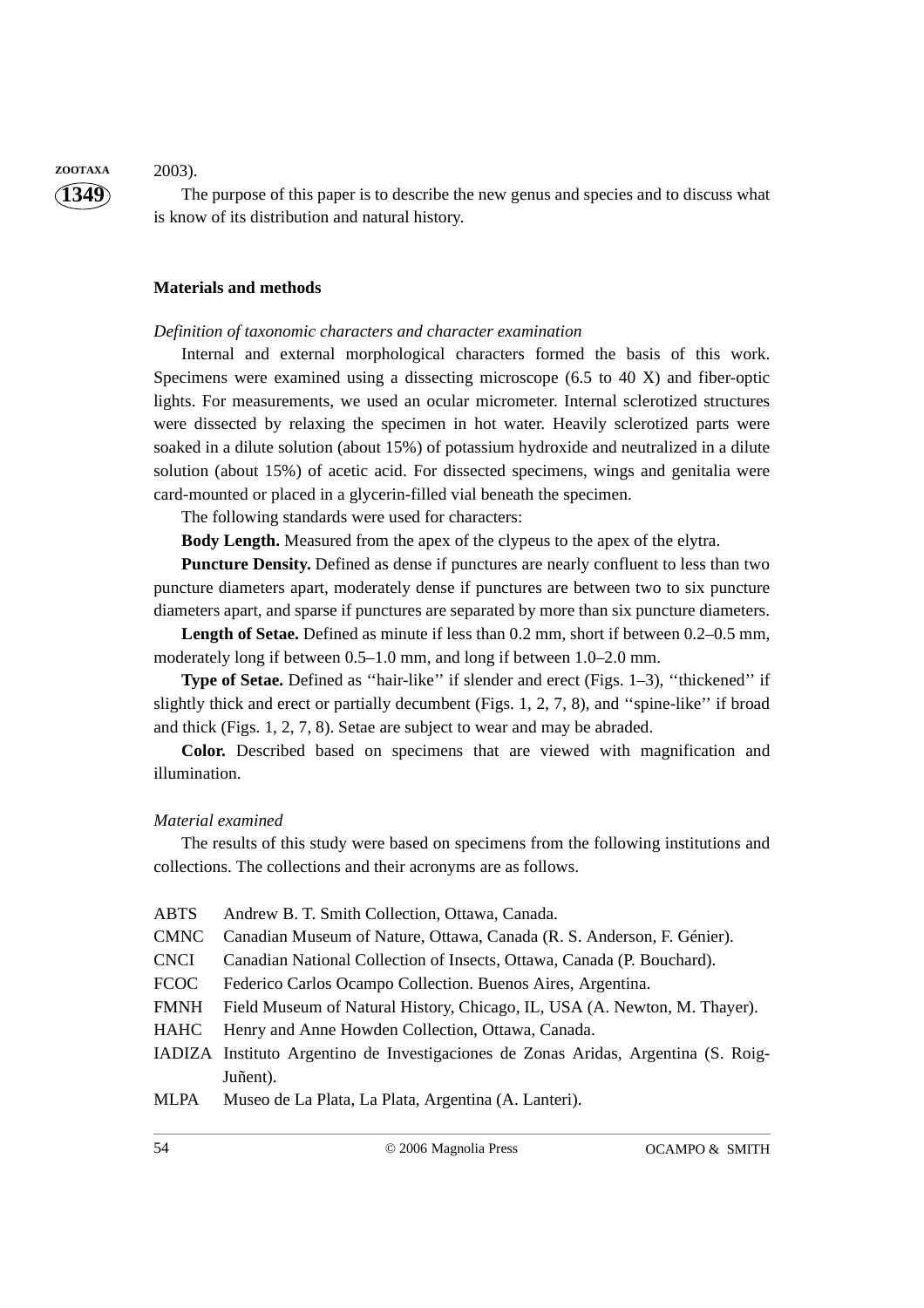2003).

The purpose of this paper is to describe the new genus and species and to discuss what is know of its distribution and natural history.

## Materials and methods

### *Definition of taxonomic characters and character examination*

Internal and external morphological characters formed the basis of this work. Specimens were examined using a dissecting microscope (6.5 to 40 X) and fiber-optic lights. For measurements, we used an ocular micrometer. Internal sclerotized structures were dissected by relaxing the specimen in hot water. Heavily sclerotized parts were soaked in a dilute solution (about 15%) of potassium hydroxide and neutralized in a dilute solution (about 15%) of acetic acid. For dissected specimens, wings and genitalia were card-mounted or placed in a glycerin-filled vial beneath the specimen.

The following standards were used for characters:

**Body Length.** Measured from the apex of the clypeus to the apex of the elytra.

**Puncture Density.** Defined as dense if punctures are nearly confluent to less than two puncture diameters apart, moderately dense if punctures are between two to six puncture diameters apart, and sparse if punctures are separated by more than six puncture diameters.

**Length of Setae.** Defined as minute if less than 0.2 mm, short if between 0.2–0.5 mm, moderately long if between 0.5–1.0 mm, and long if between 1.0–2.0 mm.

**Type of Setae.** Defined as ''hair-like'' if slender and erect (Figs. 1–3), ''thickened'' if slightly thick and erect or partially decumbent (Figs. 1, 2, 7, 8), and ''spine-like'' if broad and thick (Figs. 1, 2, 7, 8). Setae are subject to wear and may be abraded.

**Color.** Described based on specimens that are viewed with magnification and illumination.

### *Material examined*

The results of this study were based on specimens from the following institutions and collections. The collections and their acronyms are as follows.

- ABTS Andrew B. T. Smith Collection, Ottawa, Canada.
- CMNC Canadian Museum of Nature, Ottawa, Canada (R. S. Anderson, F. Génier).
- CNCI Canadian National Collection of Insects, Ottawa, Canada (P. Bouchard).
- FCOC Federico Carlos Ocampo Collection. Buenos Aires, Argentina.
- FMNH Field Museum of Natural History, Chicago, IL, USA (A. Newton, M. Thayer).
- HAHC Henry and Anne Howden Collection, Ottawa, Canada.
- IADIZA Instituto Argentino de Investigaciones de Zonas Aridas, Argentina (S. Roig-Juñent).
- MLPA Museo de La Plata, La Plata, Argentina (A. Lanteri).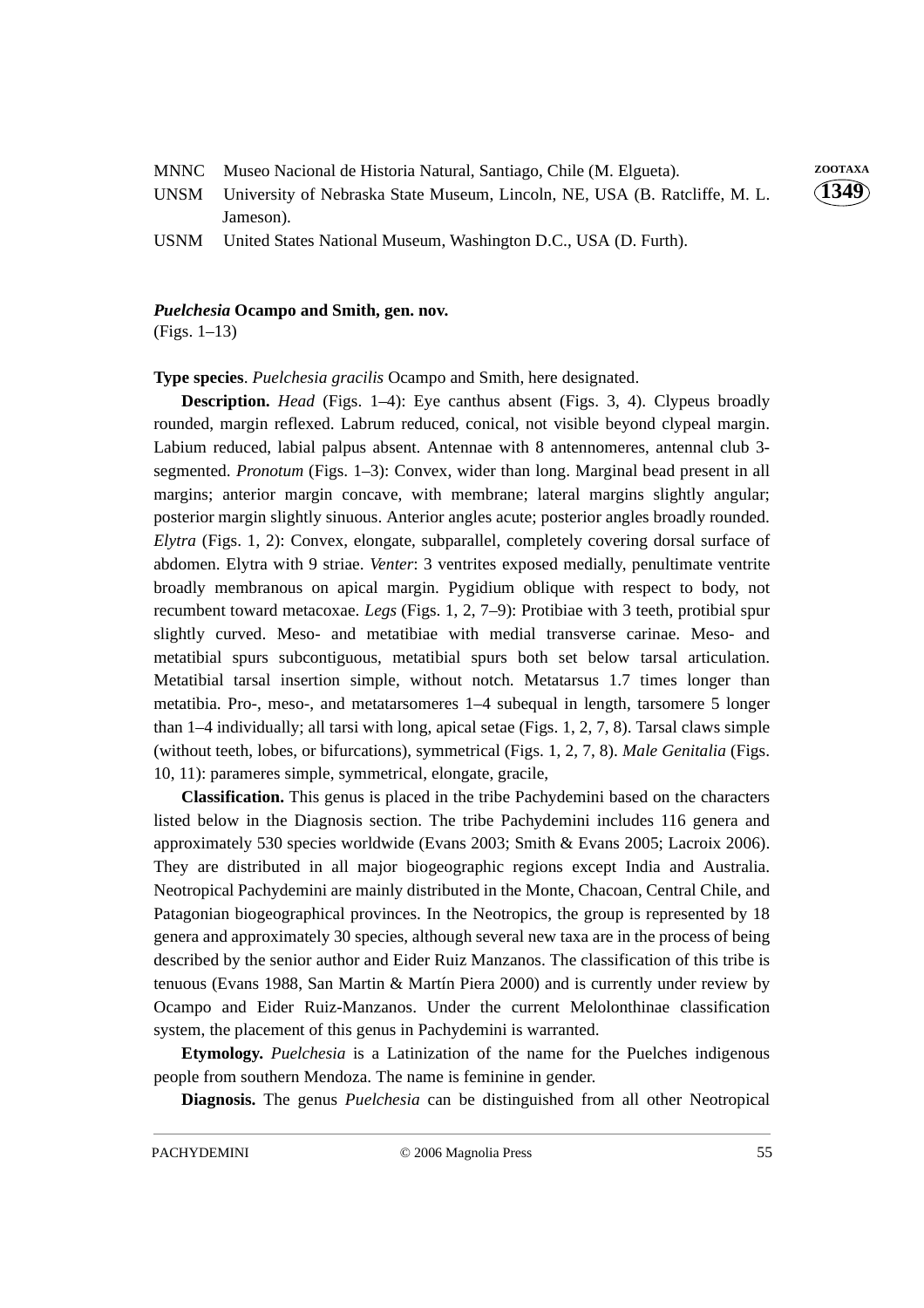MNNC Museo Nacional de Historia Natural, Santiago, Chile (M. Elgueta).

UNSM University of Nebraska State Museum, Lincoln, NE, USA (B. Ratcliffe, M. L. Jameson).

USNM United States National Museum, Washington D.C., USA (D. Furth).

***Puelchesia* Ocampo and Smith, gen. nov.**
(Figs. 1–13)

**Type species**. *Puelchesia gracilis* Ocampo and Smith, here designated.

**Description.** *Head* (Figs. 1–4): Eye canthus absent (Figs. 3, 4). Clypeus broadly rounded, margin reflexed. Labrum reduced, conical, not visible beyond clypeal margin. Labium reduced, labial palpus absent. Antennae with 8 antennomeres, antennal club 3-segmented. *Pronotum* (Figs. 1–3): Convex, wider than long. Marginal bead present in all margins; anterior margin concave, with membrane; lateral margins slightly angular; posterior margin slightly sinuous. Anterior angles acute; posterior angles broadly rounded. *Elytra* (Figs. 1, 2): Convex, elongate, subparallel, completely covering dorsal surface of abdomen. Elytra with 9 striae. *Venter*: 3 ventrites exposed medially, penultimate ventrite broadly membranous on apical margin. Pygidium oblique with respect to body, not recumbent toward metacoxae. *Legs* (Figs. 1, 2, 7–9): Protibiae with 3 teeth, protibial spur slightly curved. Meso- and metatibiae with medial transverse carinae. Meso- and metatibial spurs subcontiguous, metatibial spurs both set below tarsal articulation. Metatibial tarsal insertion simple, without notch. Metatarsus 1.7 times longer than metatibia. Pro-, meso-, and metatarsomeres 1–4 subequal in length, tarsomere 5 longer than 1–4 individually; all tarsi with long, apical setae (Figs. 1, 2, 7, 8). Tarsal claws simple (without teeth, lobes, or bifurcations), symmetrical (Figs. 1, 2, 7, 8). *Male Genitalia* (Figs. 10, 11): parameres simple, symmetrical, elongate, gracile,

**Classification.** This genus is placed in the tribe Pachydemini based on the characters listed below in the Diagnosis section. The tribe Pachydemini includes 116 genera and approximately 530 species worldwide (Evans 2003; Smith & Evans 2005; Lacroix 2006). They are distributed in all major biogeographic regions except India and Australia. Neotropical Pachydemini are mainly distributed in the Monte, Chacoan, Central Chile, and Patagonian biogeographical provinces. In the Neotropics, the group is represented by 18 genera and approximately 30 species, although several new taxa are in the process of being described by the senior author and Eider Ruiz Manzanos. The classification of this tribe is tenuous (Evans 1988, San Martin & Martín Piera 2000) and is currently under review by Ocampo and Eider Ruiz-Manzanos. Under the current Melolonthinae classification system, the placement of this genus in Pachydemini is warranted.

**Etymology.** *Puelchesia* is a Latinization of the name for the Puelches indigenous people from southern Mendoza. The name is feminine in gender.

**Diagnosis.** The genus *Puelchesia* can be distinguished from all other Neotropical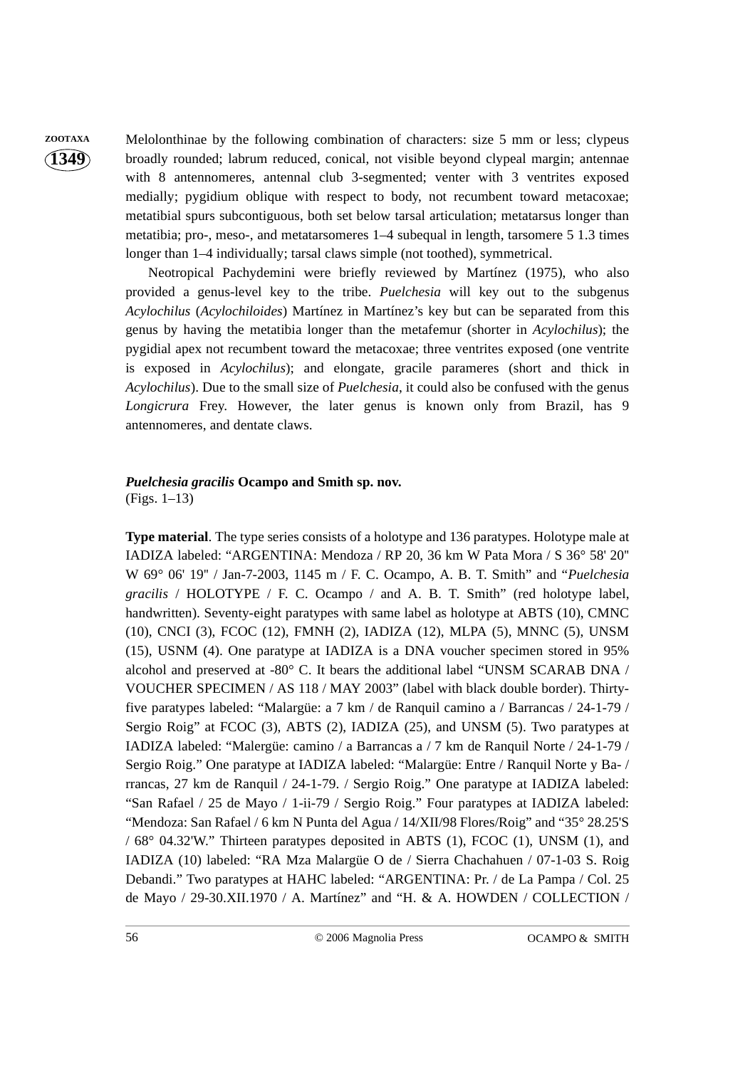Melolonthinae by the following combination of characters: size 5 mm or less; clypeus broadly rounded; labrum reduced, conical, not visible beyond clypeal margin; antennae with 8 antennomeres, antennal club 3-segmented; venter with 3 ventrites exposed medially; pygidium oblique with respect to body, not recumbent toward metacoxae; metatibial spurs subcontiguous, both set below tarsal articulation; metatarsus longer than metatibia; pro-, meso-, and metatarsomeres 1–4 subequal in length, tarsomere 5 1.3 times longer than 1–4 individually; tarsal claws simple (not toothed), symmetrical.

Neotropical Pachydemini were briefly reviewed by Martínez (1975), who also provided a genus-level key to the tribe. *Puelchesia* will key out to the subgenus *Acylochilus* (*Acylochiloides*) Martínez in Martínez's key but can be separated from this genus by having the metatibia longer than the metafemur (shorter in *Acylochilus*); the pygidial apex not recumbent toward the metacoxae; three ventrites exposed (one ventrite is exposed in *Acylochilus*); and elongate, gracile parameres (short and thick in *Acylochilus*). Due to the small size of *Puelchesia*, it could also be confused with the genus *Longicrura* Frey. However, the later genus is known only from Brazil, has 9 antennomeres, and dentate claws.

### *Puelchesia gracilis* Ocampo and Smith sp. nov.

(Figs. 1–13)

**Type material**. The type series consists of a holotype and 136 paratypes. Holotype male at IADIZA labeled: "ARGENTINA: Mendoza / RP 20, 36 km W Pata Mora / S 36° 58' 20" W 69° 06' 19" / Jan-7-2003, 1145 m / F. C. Ocampo, A. B. T. Smith" and "*Puelchesia gracilis* / HOLOTYPE / F. C. Ocampo / and A. B. T. Smith" (red holotype label, handwritten). Seventy-eight paratypes with same label as holotype at ABTS (10), CMNC (10), CNCI (3), FCOC (12), FMNH (2), IADIZA (12), MLPA (5), MNNC (5), UNSM (15), USNM (4). One paratype at IADIZA is a DNA voucher specimen stored in 95% alcohol and preserved at -80° C. It bears the additional label "UNSM SCARAB DNA / VOUCHER SPECIMEN / AS 118 / MAY 2003" (label with black double border). Thirty-five paratypes labeled: "Malargüe: a 7 km / de Ranquil camino a / Barrancas / 24-1-79 / Sergio Roig" at FCOC (3), ABTS (2), IADIZA (25), and UNSM (5). Two paratypes at IADIZA labeled: "Malergüe: camino / a Barrancas a / 7 km de Ranquil Norte / 24-1-79 / Sergio Roig." One paratype at IADIZA labeled: "Malargüe: Entre / Ranquil Norte y Ba- / rrancas, 27 km de Ranquil / 24-1-79. / Sergio Roig." One paratype at IADIZA labeled: "San Rafael / 25 de Mayo / 1-ii-79 / Sergio Roig." Four paratypes at IADIZA labeled: "Mendoza: San Rafael / 6 km N Punta del Agua / 14/XII/98 Flores/Roig" and "35° 28.25'S / 68° 04.32'W." Thirteen paratypes deposited in ABTS (1), FCOC (1), UNSM (1), and IADIZA (10) labeled: "RA Mza Malargüe O de / Sierra Chachahuen / 07-1-03 S. Roig Debandi." Two paratypes at HAHC labeled: "ARGENTINA: Pr. / de La Pampa / Col. 25 de Mayo / 29-30.XII.1970 / A. Martínez" and "H. & A. HOWDEN / COLLECTION /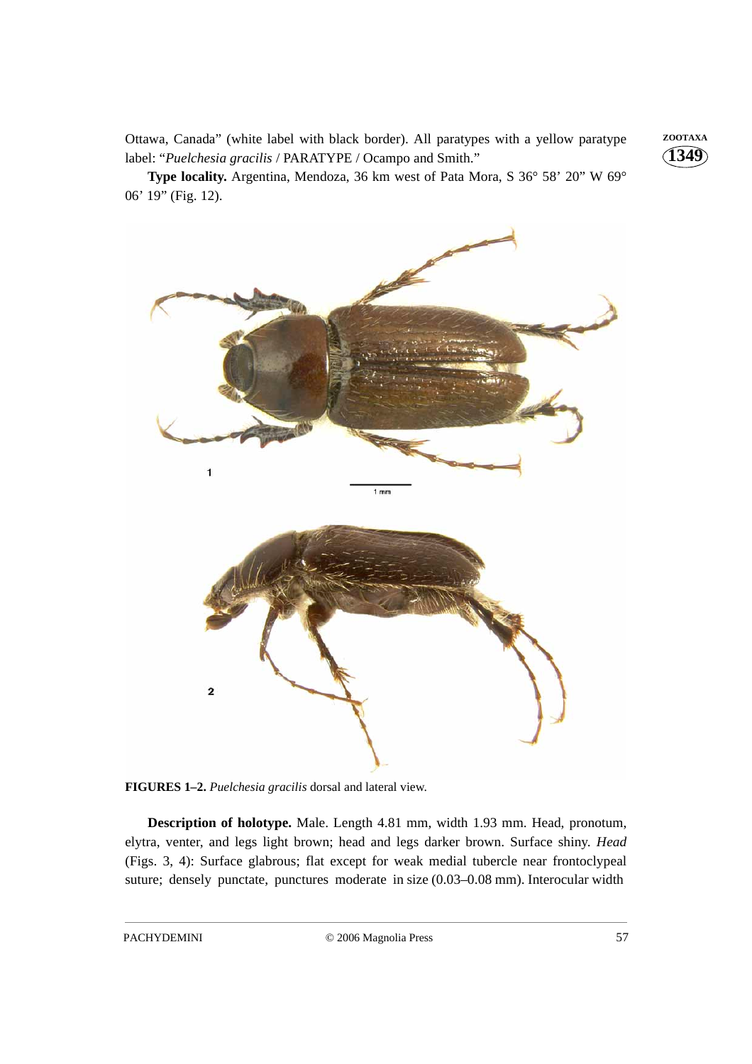Ottawa, Canada" (white label with black border). All paratypes with a yellow paratype label: "*Puelchesia gracilis* / PARATYPE / Ocampo and Smith."

**Type locality.** Argentina, Mendoza, 36 km west of Pata Mora, S 36° 58' 20" W 69° 06' 19" (Fig. 12).

**FIGURES 1–2.** *Puelchesia gracilis* dorsal and lateral view.

**Description of holotype.** Male. Length 4.81 mm, width 1.93 mm. Head, pronotum, elytra, venter, and legs light brown; head and legs darker brown. Surface shiny. *Head* (Figs. 3, 4): Surface glabrous; flat except for weak medial tubercle near frontoclypeal suture; densely punctate, punctures moderate in size (0.03–0.08 mm). Interocular width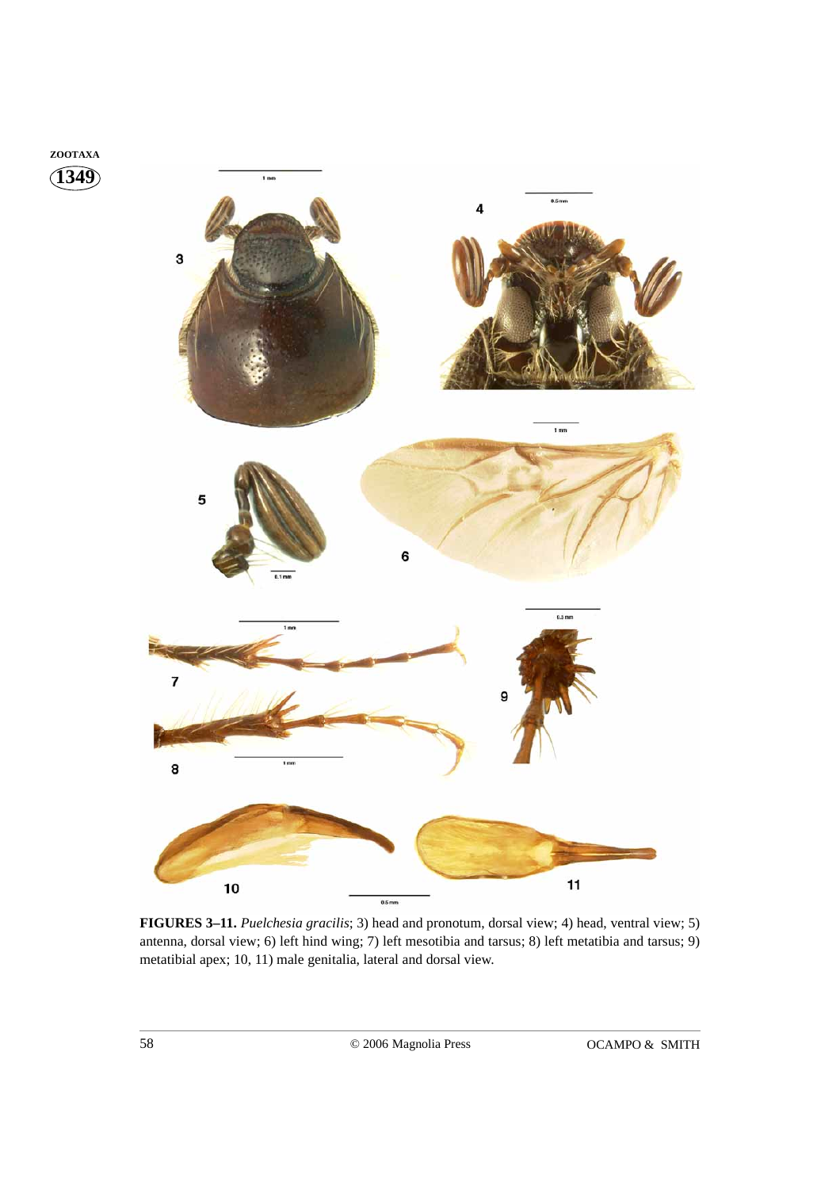**FIGURES 3–11.** *Puelchesia gracilis*; 3) head and pronotum, dorsal view; 4) head, ventral view; 5) antenna, dorsal view; 6) left hind wing; 7) left mesotibia and tarsus; 8) left metatibia and tarsus; 9) metatibial apex; 10, 11) male genitalia, lateral and dorsal view.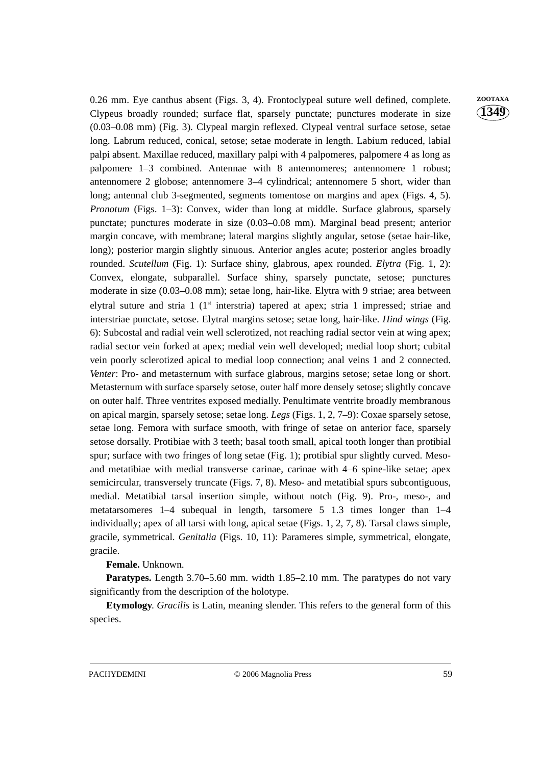0.26 mm. Eye canthus absent (Figs. 3, 4). Frontoclypeal suture well defined, complete. Clypeus broadly rounded; surface flat, sparsely punctate; punctures moderate in size (0.03–0.08 mm) (Fig. 3). Clypeal margin reflexed. Clypeal ventral surface setose, setae long. Labrum reduced, conical, setose; setae moderate in length. Labium reduced, labial palpi absent. Maxillae reduced, maxillary palpi with 4 palpomeres, palpomere 4 as long as palpomere 1–3 combined. Antennae with 8 antennomeres; antennomere 1 robust; antennomere 2 globose; antennomere 3–4 cylindrical; antennomere 5 short, wider than long; antennal club 3-segmented, segments tomentose on margins and apex (Figs. 4, 5). *Pronotum* (Figs. 1–3): Convex, wider than long at middle. Surface glabrous, sparsely punctate; punctures moderate in size (0.03–0.08 mm). Marginal bead present; anterior margin concave, with membrane; lateral margins slightly angular, setose (setae hair-like, long); posterior margin slightly sinuous. Anterior angles acute; posterior angles broadly rounded. *Scutellum* (Fig. 1): Surface shiny, glabrous, apex rounded. *Elytra* (Fig. 1, 2): Convex, elongate, subparallel. Surface shiny, sparsely punctate, setose; punctures moderate in size (0.03–0.08 mm); setae long, hair-like. Elytra with 9 striae; area between elytral suture and stria 1 (1st interstria) tapered at apex; stria 1 impressed; striae and interstriae punctate, setose. Elytral margins setose; setae long, hair-like. *Hind wings* (Fig. 6): Subcostal and radial vein well sclerotized, not reaching radial sector vein at wing apex; radial sector vein forked at apex; medial vein well developed; medial loop short; cubital vein poorly sclerotized apical to medial loop connection; anal veins 1 and 2 connected. *Venter*: Pro- and metasternum with surface glabrous, margins setose; setae long or short. Metasternum with surface sparsely setose, outer half more densely setose; slightly concave on outer half. Three ventrites exposed medially. Penultimate ventrite broadly membranous on apical margin, sparsely setose; setae long. *Legs* (Figs. 1, 2, 7–9): Coxae sparsely setose, setae long. Femora with surface smooth, with fringe of setae on anterior face, sparsely setose dorsally. Protibiae with 3 teeth; basal tooth small, apical tooth longer than protibial spur; surface with two fringes of long setae (Fig. 1); protibial spur slightly curved. Meso- and metatibiae with medial transverse carinae, carinae with 4–6 spine-like setae; apex semicircular, transversely truncate (Figs. 7, 8). Meso- and metatibial spurs subcontiguous, medial. Metatibial tarsal insertion simple, without notch (Fig. 9). Pro-, meso-, and metatarsomeres 1–4 subequal in length, tarsomere 5 1.3 times longer than 1–4 individually; apex of all tarsi with long, apical setae (Figs. 1, 2, 7, 8). Tarsal claws simple, gracile, symmetrical. *Genitalia* (Figs. 10, 11): Parameres simple, symmetrical, elongate, gracile.

**Female.** Unknown.

**Paratypes.** Length 3.70–5.60 mm. width 1.85–2.10 mm. The paratypes do not vary significantly from the description of the holotype.

**Etymology**. *Gracilis* is Latin, meaning slender. This refers to the general form of this species.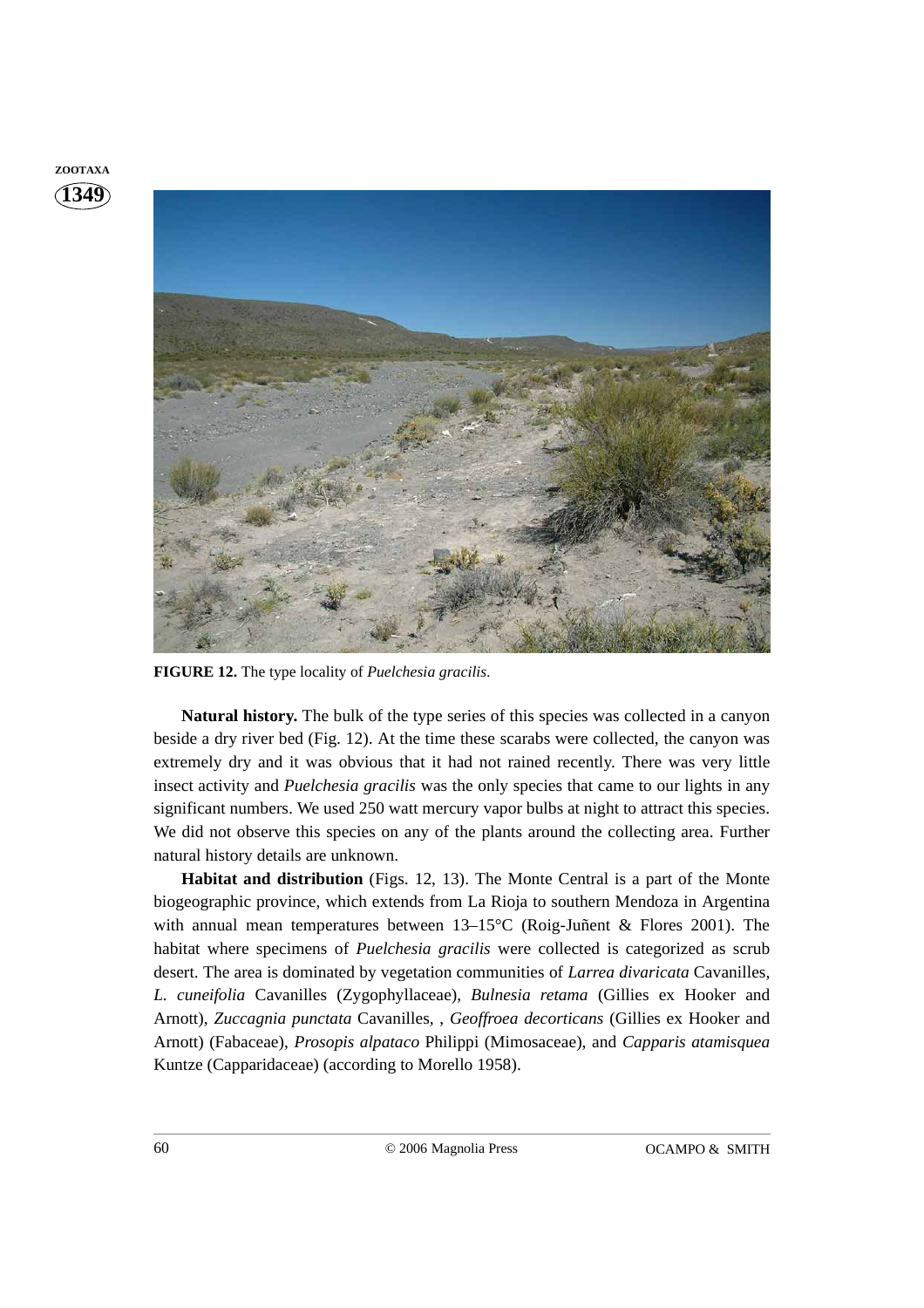**FIGURE 12.** The type locality of *Puelchesia gracilis*.

**Natural history.** The bulk of the type series of this species was collected in a canyon beside a dry river bed (Fig. 12). At the time these scarabs were collected, the canyon was extremely dry and it was obvious that it had not rained recently. There was very little insect activity and *Puelchesia gracilis* was the only species that came to our lights in any significant numbers. We used 250 watt mercury vapor bulbs at night to attract this species. We did not observe this species on any of the plants around the collecting area. Further natural history details are unknown.

**Habitat and distribution** (Figs. 12, 13). The Monte Central is a part of the Monte biogeographic province, which extends from La Rioja to southern Mendoza in Argentina with annual mean temperatures between 13–15°C (Roig-Juñent & Flores 2001). The habitat where specimens of *Puelchesia gracilis* were collected is categorized as scrub desert. The area is dominated by vegetation communities of *Larrea divaricata* Cavanilles, *L. cuneifolia* Cavanilles (Zygophyllaceae), *Bulnesia retama* (Gillies ex Hooker and Arnott), *Zuccagnia punctata* Cavanilles, , *Geoffroea decorticans* (Gillies ex Hooker and Arnott) (Fabaceae), *Prosopis alpataco* Philippi (Mimosaceae), and *Capparis atamisquea* Kuntze (Capparidaceae) (according to Morello 1958).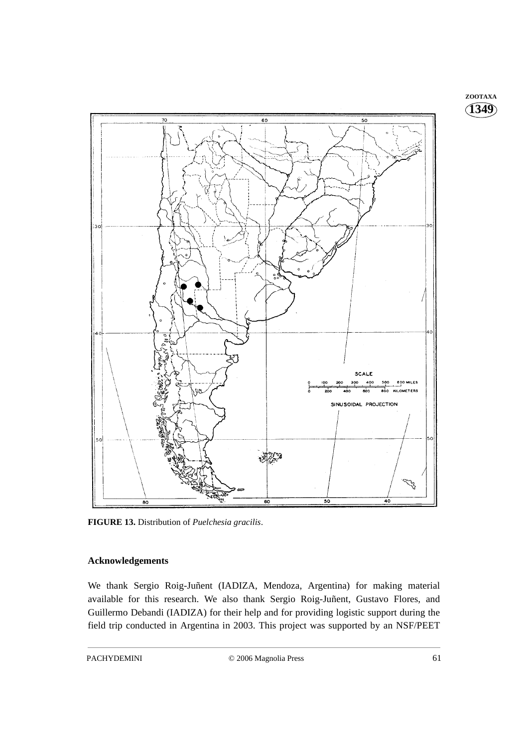**FIGURE 13.** Distribution of *Puelchesia gracilis*.

## Acknowledgements

We thank Sergio Roig-Juñent (IADIZA, Mendoza, Argentina) for making material available for this research. We also thank Sergio Roig-Juñent, Gustavo Flores, and Guillermo Debandi (IADIZA) for their help and for providing logistic support during the field trip conducted in Argentina in 2003. This project was supported by an NSF/PEET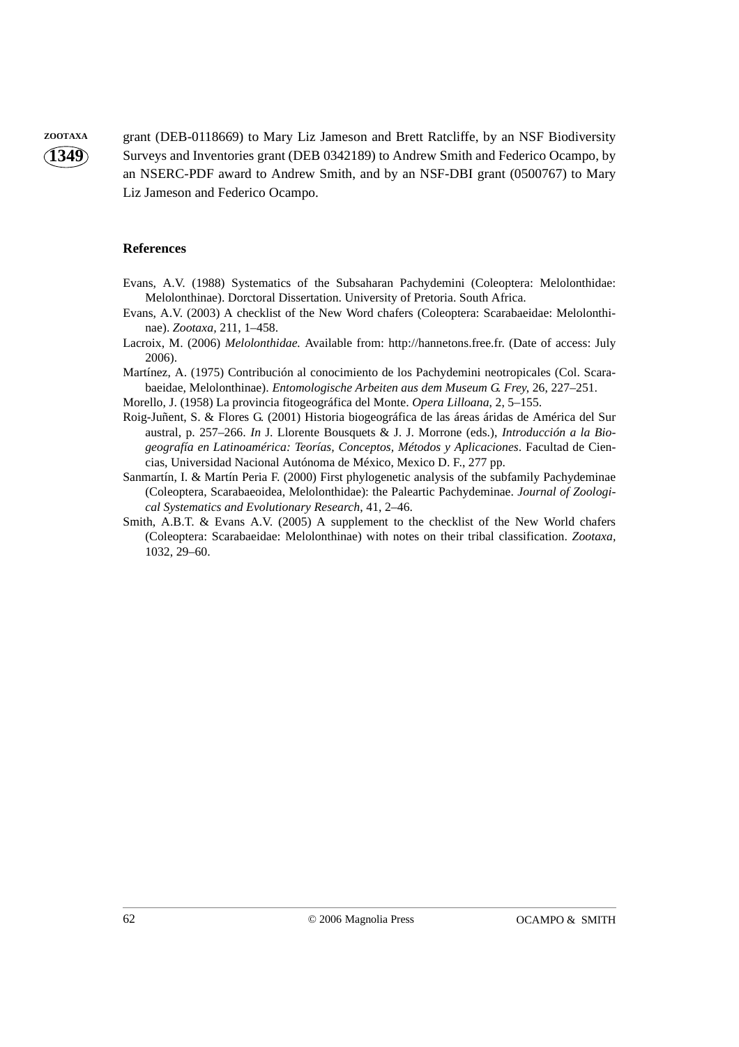grant (DEB-0118669) to Mary Liz Jameson and Brett Ratcliffe, by an NSF Biodiversity Surveys and Inventories grant (DEB 0342189) to Andrew Smith and Federico Ocampo, by an NSERC-PDF award to Andrew Smith, and by an NSF-DBI grant (0500767) to Mary Liz Jameson and Federico Ocampo.

## References

Evans, A.V. (1988) Systematics of the Subsaharan Pachydemini (Coleoptera: Melolonthidae: Melolonthinae). Dorctoral Dissertation. University of Pretoria. South Africa.

Evans, A.V. (2003) A checklist of the New Word chafers (Coleoptera: Scarabaeidae: Melolonthinae). *Zootaxa*, 211, 1–458.

Lacroix, M. (2006) *Melolonthidae.* Available from: http://hannetons.free.fr. (Date of access: July 2006).

Martínez, A. (1975) Contribución al conocimiento de los Pachydemini neotropicales (Col. Scarabaeidae, Melolonthinae). *Entomologische Arbeiten aus dem Museum G. Frey*, 26, 227–251.

Morello, J. (1958) La provincia fitogeográfica del Monte. *Opera Lilloana*, 2, 5–155.

Roig-Juñent, S. & Flores G. (2001) Historia biogeográfica de las áreas áridas de América del Sur austral, p. 257–266. *In* J. Llorente Bousquets & J. J. Morrone (eds.), *Introducción a la Biogeografía en Latinoamérica: Teorías, Conceptos, Métodos y Aplicaciones*. Facultad de Ciencias, Universidad Nacional Autónoma de México, Mexico D. F., 277 pp.

Sanmartín, I. & Martín Peria F. (2000) First phylogenetic analysis of the subfamily Pachydeminae (Coleoptera, Scarabaeoidea, Melolonthidae): the Paleartic Pachydeminae. *Journal of Zoological Systematics and Evolutionary Research*, 41, 2–46.

Smith, A.B.T. & Evans A.V. (2005) A supplement to the checklist of the New World chafers (Coleoptera: Scarabaeidae: Melolonthinae) with notes on their tribal classification. *Zootaxa*, 1032, 29–60.